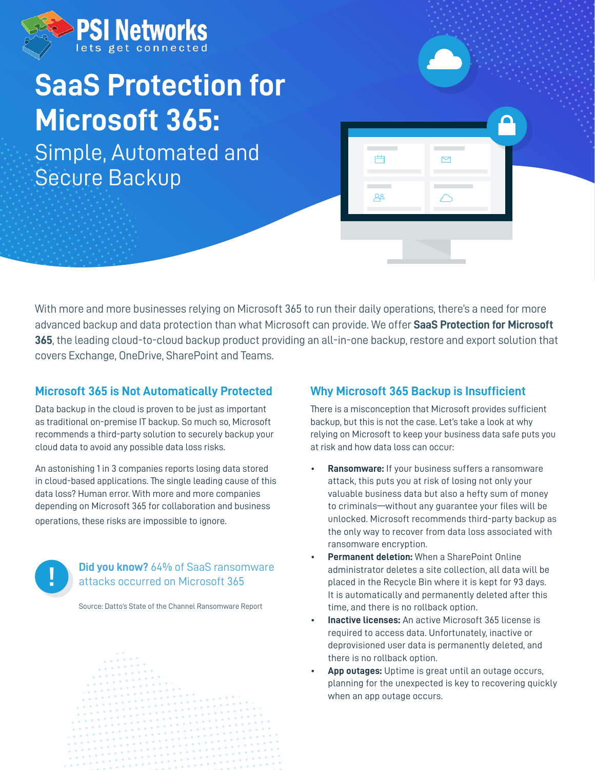PSI Networks
lets get connected

# SaaS Protection for Microsoft 365:

## Simple, Automated and Secure Backup

With more and more businesses relying on Microsoft 365 to run their daily operations, there's a need for more advanced backup and data protection than what Microsoft can provide. We offer **SaaS Protection for Microsoft 365**, the leading cloud-to-cloud backup product providing an all-in-one backup, restore and export solution that covers Exchange, OneDrive, SharePoint and Teams.

### Microsoft 365 is Not Automatically Protected

Data backup in the cloud is proven to be just as important as traditional on-premise IT backup. So much so, Microsoft recommends a third-party solution to securely backup your cloud data to avoid any possible data loss risks.

An astonishing 1 in 3 companies reports losing data stored in cloud-based applications. The single leading cause of this data loss? Human error. With more and more companies depending on Microsoft 365 for collaboration and business operations, these risks are impossible to ignore.

**Did you know?** 64% of SaaS ransomware attacks occurred on Microsoft 365

Source: Datto's State of the Channel Ransomware Report

### Why Microsoft 365 Backup is Insufficient

There is a misconception that Microsoft provides sufficient backup, but this is not the case. Let's take a look at why relying on Microsoft to keep your business data safe puts you at risk and how data loss can occur:

- **Ransomware:** If your business suffers a ransomware attack, this puts you at risk of losing not only your valuable business data but also a hefty sum of money to criminals—without any guarantee your files will be unlocked. Microsoft recommends third-party backup as the only way to recover from data loss associated with ransomware encryption.
- **Permanent deletion:** When a SharePoint Online administrator deletes a site collection, all data will be placed in the Recycle Bin where it is kept for 93 days. It is automatically and permanently deleted after this time, and there is no rollback option.
- **Inactive licenses:** An active Microsoft 365 license is required to access data. Unfortunately, inactive or deprovisioned user data is permanently deleted, and there is no rollback option.
- **App outages:** Uptime is great until an outage occurs, planning for the unexpected is key to recovering quickly when an app outage occurs.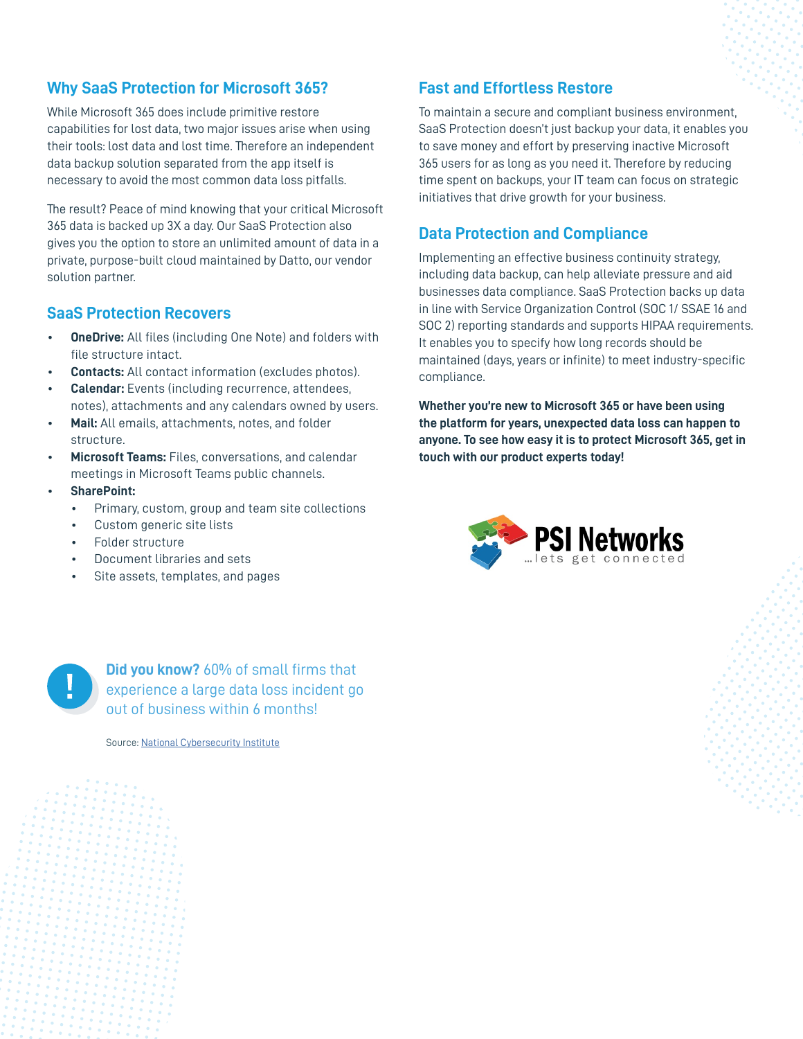## Why SaaS Protection for Microsoft 365?

While Microsoft 365 does include primitive restore capabilities for lost data, two major issues arise when using their tools: lost data and lost time. Therefore an independent data backup solution separated from the app itself is necessary to avoid the most common data loss pitfalls.

The result? Peace of mind knowing that your critical Microsoft 365 data is backed up 3X a day. Our SaaS Protection also gives you the option to store an unlimited amount of data in a private, purpose-built cloud maintained by Datto, our vendor solution partner.

## SaaS Protection Recovers

- **OneDrive:** All files (including One Note) and folders with file structure intact.
- **Contacts:** All contact information (excludes photos).
- **Calendar:** Events (including recurrence, attendees, notes), attachments and any calendars owned by users.
- **Mail:** All emails, attachments, notes, and folder structure.
- **Microsoft Teams:** Files, conversations, and calendar meetings in Microsoft Teams public channels.
- **SharePoint:**
  - Primary, custom, group and team site collections
  - Custom generic site lists
  - Folder structure
  - Document libraries and sets
  - Site assets, templates, and pages

**Did you know?** 60% of small firms that experience a large data loss incident go out of business within 6 months!

Source: National Cybersecurity Institute

## Fast and Effortless Restore

To maintain a secure and compliant business environment, SaaS Protection doesn't just backup your data, it enables you to save money and effort by preserving inactive Microsoft 365 users for as long as you need it. Therefore by reducing time spent on backups, your IT team can focus on strategic initiatives that drive growth for your business.

## Data Protection and Compliance

Implementing an effective business continuity strategy, including data backup, can help alleviate pressure and aid businesses data compliance. SaaS Protection backs up data in line with Service Organization Control (SOC 1/ SSAE 16 and SOC 2) reporting standards and supports HIPAA requirements. It enables you to specify how long records should be maintained (days, years or infinite) to meet industry-specific compliance.

**Whether you're new to Microsoft 365 or have been using the platform for years, unexpected data loss can happen to anyone. To see how easy it is to protect Microsoft 365, get in touch with our product experts today!**

PSI Networks
...lets get connected